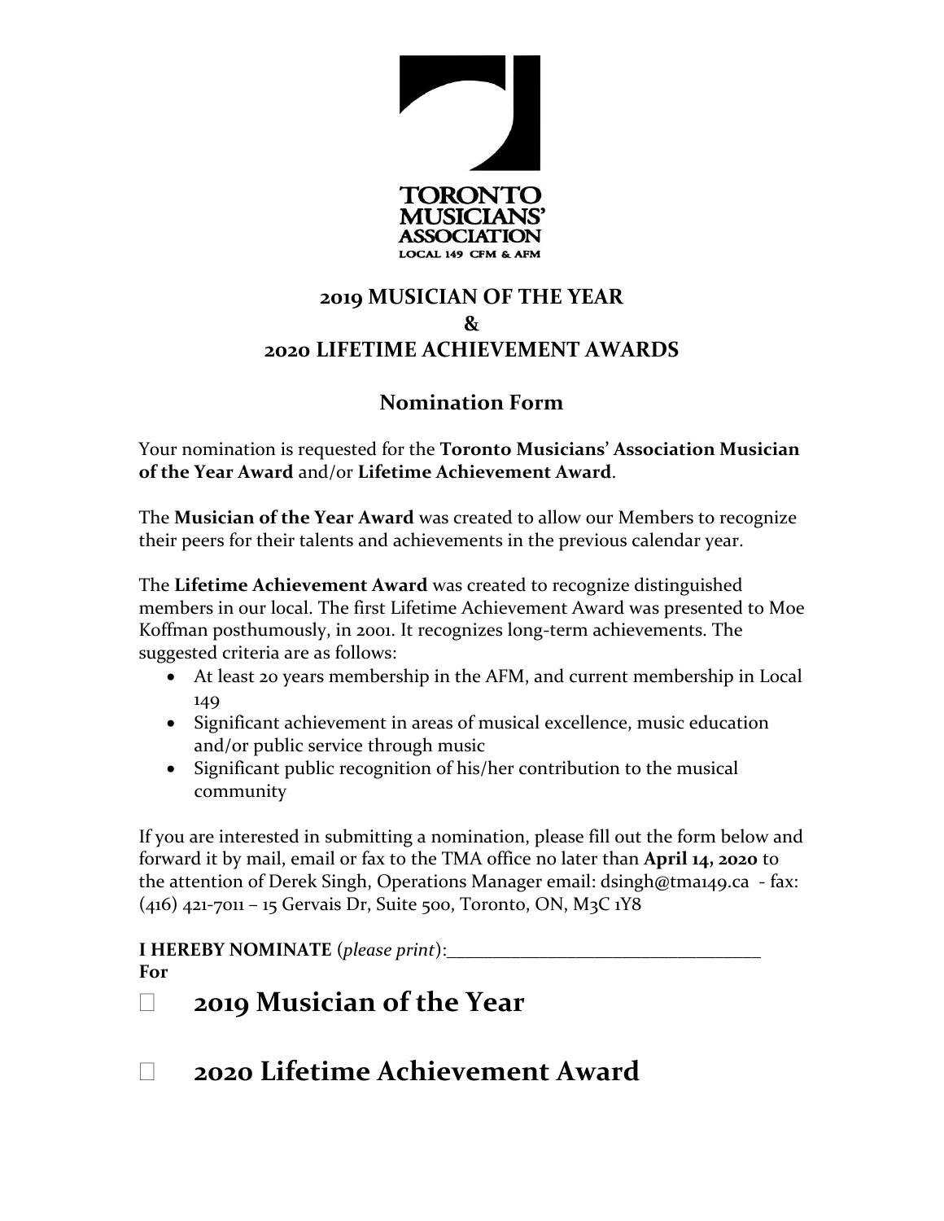TORONTO MUSICIANS' ASSOCIATION

LOCAL 149 CFM & AFM

## 2019 MUSICIAN OF THE YEAR
## &
## 2020 LIFETIME ACHIEVEMENT AWARDS

### Nomination Form

Your nomination is requested for the **Toronto Musicians' Association Musician of the Year Award** and/or **Lifetime Achievement Award**.

The **Musician of the Year Award** was created to allow our Members to recognize their peers for their talents and achievements in the previous calendar year.

The **Lifetime Achievement Award** was created to recognize distinguished members in our local. The first Lifetime Achievement Award was presented to Moe Koffman posthumously, in 2001. It recognizes long-term achievements. The suggested criteria are as follows:

- At least 20 years membership in the AFM, and current membership in Local 149
- Significant achievement in areas of musical excellence, music education and/or public service through music
- Significant public recognition of his/her contribution to the musical community

If you are interested in submitting a nomination, please fill out the form below and forward it by mail, email or fax to the TMA office no later than **April 14, 2020** to the attention of Derek Singh, Operations Manager email: dsingh@tma149.ca - fax: (416) 421-7011 – 15 Gervais Dr, Suite 500, Toronto, ON, M3C 1Y8

**I HEREBY NOMINATE** (*please print*):___________________________________
**For**

☐ **2019 Musician of the Year**

☐ **2020 Lifetime Achievement Award**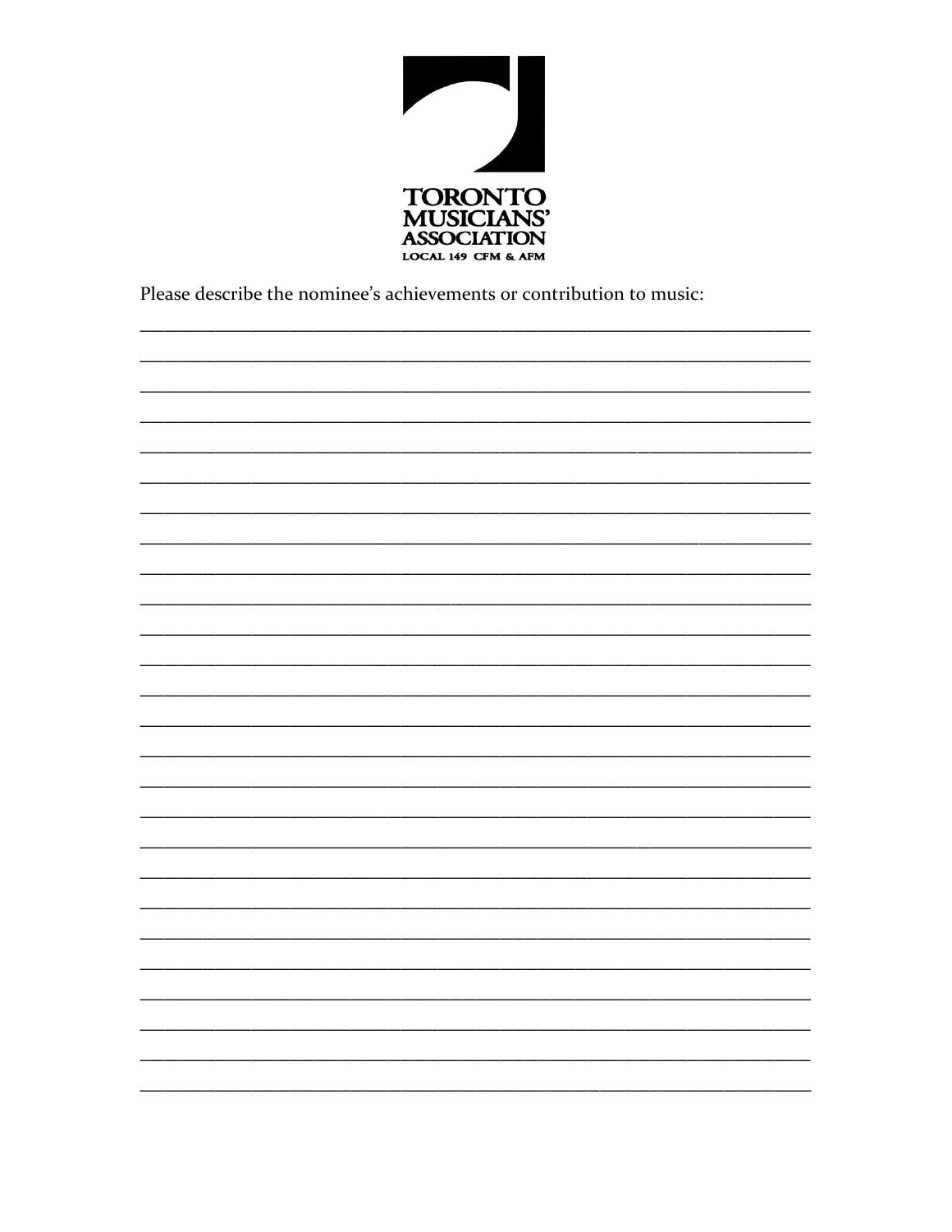TORONTO MUSICIANS' ASSOCIATION
LOCAL 149 CFM & AFM

Please describe the nominee's achievements or contribution to music:

______________________________________________________________________

______________________________________________________________________

______________________________________________________________________

______________________________________________________________________

______________________________________________________________________

______________________________________________________________________

______________________________________________________________________

______________________________________________________________________

______________________________________________________________________

______________________________________________________________________

______________________________________________________________________

______________________________________________________________________

______________________________________________________________________

______________________________________________________________________

______________________________________________________________________

______________________________________________________________________

______________________________________________________________________

______________________________________________________________________

______________________________________________________________________

______________________________________________________________________

______________________________________________________________________

______________________________________________________________________

______________________________________________________________________

______________________________________________________________________

______________________________________________________________________

______________________________________________________________________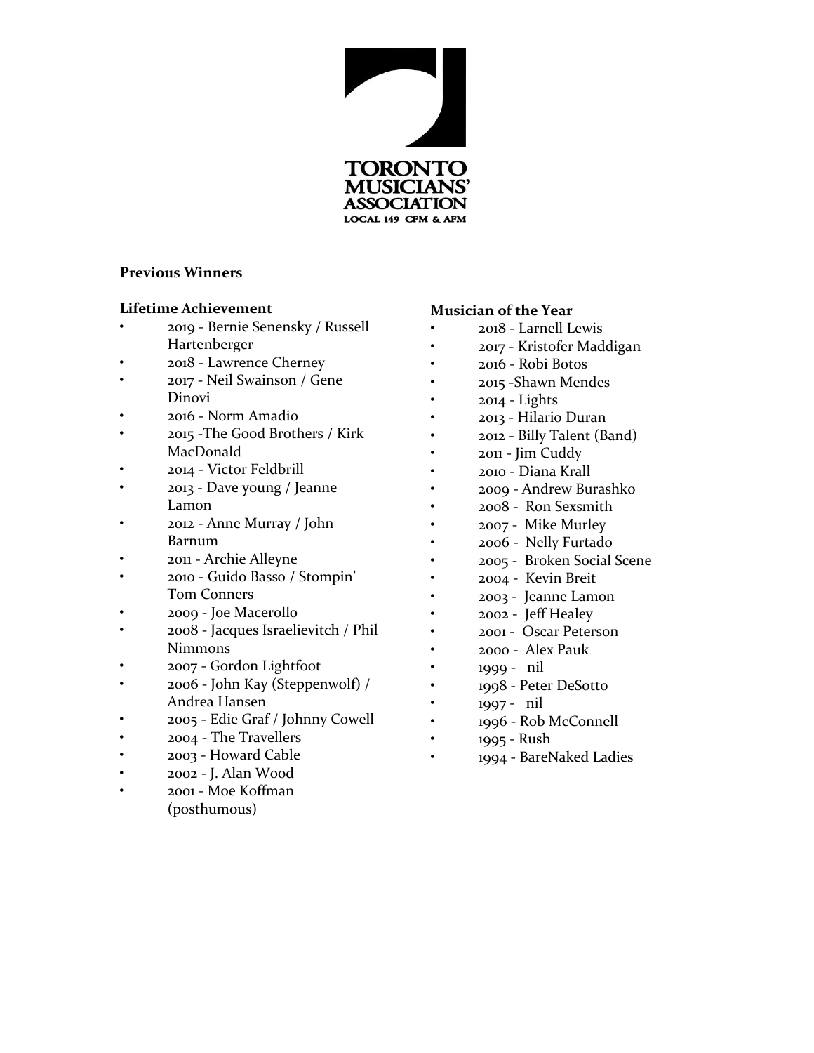TORONTO MUSICIANS' ASSOCIATION
LOCAL 149 CFM & AFM

**Previous Winners**

**Lifetime Achievement**

- 2019 - Bernie Senensky / Russell Hartenberger
- 2018 - Lawrence Cherney
- 2017 - Neil Swainson / Gene Dinovi
- 2016 - Norm Amadio
- 2015 -The Good Brothers / Kirk MacDonald
- 2014 - Victor Feldbrill
- 2013 - Dave young / Jeanne Lamon
- 2012 - Anne Murray / John Barnum
- 2011 - Archie Alleyne
- 2010 - Guido Basso / Stompin' Tom Conners
- 2009 - Joe Macerollo
- 2008 - Jacques Israelievitch / Phil Nimmons
- 2007 - Gordon Lightfoot
- 2006 - John Kay (Steppenwolf) / Andrea Hansen
- 2005 - Edie Graf / Johnny Cowell
- 2004 - The Travellers
- 2003 - Howard Cable
- 2002 - J. Alan Wood
- 2001 - Moe Koffman (posthumous)

**Musician of the Year**

- 2018 - Larnell Lewis
- 2017 - Kristofer Maddigan
- 2016 - Robi Botos
- 2015 -Shawn Mendes
- 2014 - Lights
- 2013 - Hilario Duran
- 2012 - Billy Talent (Band)
- 2011 - Jim Cuddy
- 2010 - Diana Krall
- 2009 - Andrew Burashko
- 2008 - Ron Sexsmith
- 2007 - Mike Murley
- 2006 - Nelly Furtado
- 2005 - Broken Social Scene
- 2004 - Kevin Breit
- 2003 - Jeanne Lamon
- 2002 - Jeff Healey
- 2001 - Oscar Peterson
- 2000 - Alex Pauk
- 1999 - nil
- 1998 - Peter DeSotto
- 1997 - nil
- 1996 - Rob McConnell
- 1995 - Rush
- 1994 - BareNaked Ladies